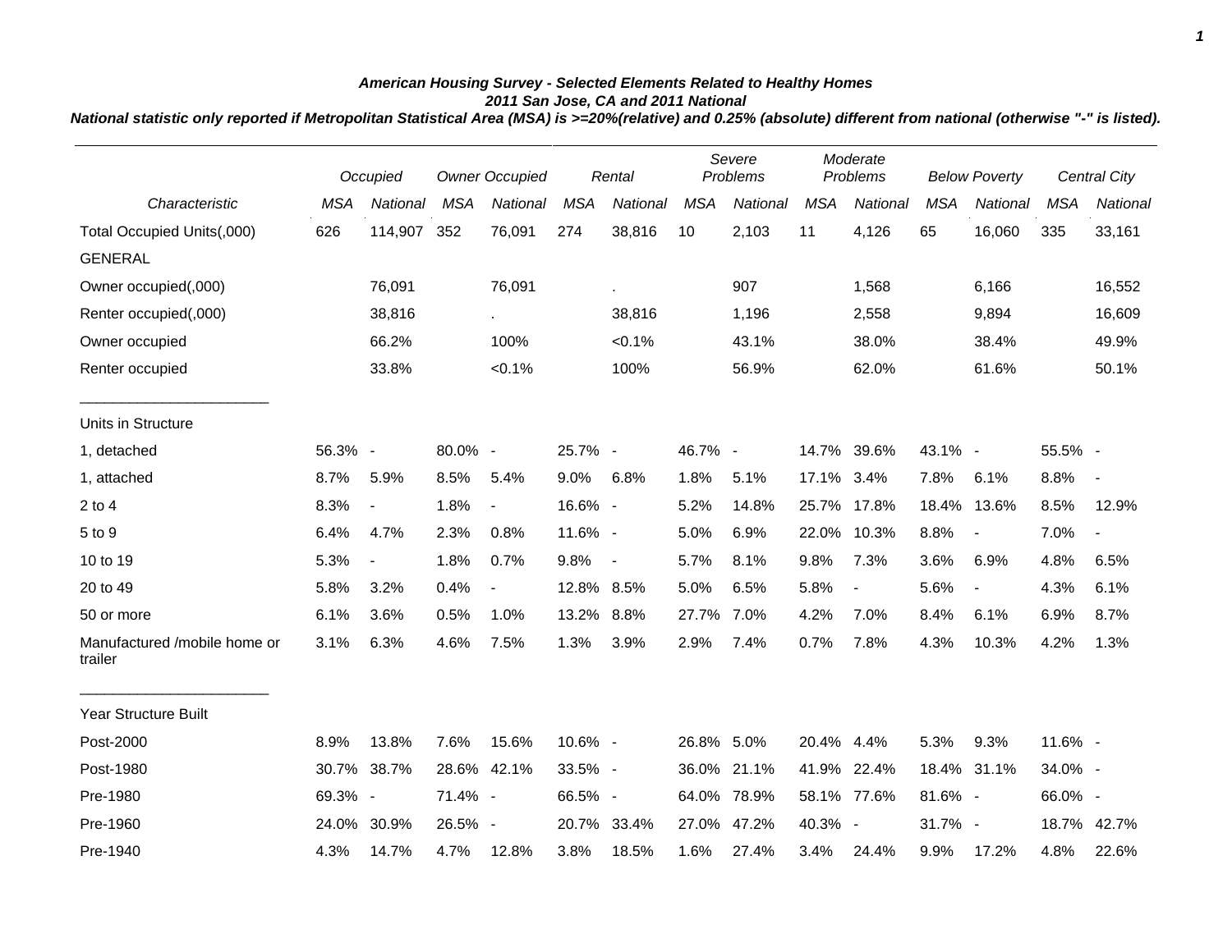## *American Housing Survey - Selected Elements Related to Healthy Homes*
## *2011 San Jose, CA and 2011 National*
### *National statistic only reported if Metropolitan Statistical Area (MSA) is >=20%(relative) and 0.25% (absolute) different from national (otherwise "-" is listed).*

| | Occupied | | Owner Occupied | | Rental | | Severe Problems | | Moderate Problems | | Below Poverty | | Central City | |
|---|---|---|---|---|---|---|---|---|---|---|---|---|---|---|
| *Characteristic* | *MSA* | *National* | *MSA* | *National* | *MSA* | *National* | *MSA* | *National* | *MSA* | *National* | *MSA* | *National* | *MSA* | *National* |
| Total Occupied Units(,000) | 626 | 114,907 | 352 | 76,091 | 274 | 38,816 | 10 | 2,103 | 11 | 4,126 | 65 | 16,060 | 335 | 33,161 |
| GENERAL | | | | | | | | | | | | | | |
| Owner occupied(,000) | | 76,091 | | 76,091 | | . | | 907 | | 1,568 | | 6,166 | | 16,552 |
| Renter occupied(,000) | | 38,816 | | . | | 38,816 | | 1,196 | | 2,558 | | 9,894 | | 16,609 |
| Owner occupied | | 66.2% | | 100% | | <0.1% | | 43.1% | | 38.0% | | 38.4% | | 49.9% |
| Renter occupied | | 33.8% | | <0.1% | | 100% | | 56.9% | | 62.0% | | 61.6% | | 50.1% |
| Units in Structure | | | | | | | | | | | | | | |
| 1, detached | 56.3% | - | 80.0% | - | 25.7% | - | 46.7% | - | 14.7% | 39.6% | 43.1% | - | 55.5% | - |
| 1, attached | 8.7% | 5.9% | 8.5% | 5.4% | 9.0% | 6.8% | 1.8% | 5.1% | 17.1% | 3.4% | 7.8% | 6.1% | 8.8% | - |
| 2 to 4 | 8.3% | - | 1.8% | - | 16.6% | - | 5.2% | 14.8% | 25.7% | 17.8% | 18.4% | 13.6% | 8.5% | 12.9% |
| 5 to 9 | 6.4% | 4.7% | 2.3% | 0.8% | 11.6% | - | 5.0% | 6.9% | 22.0% | 10.3% | 8.8% | - | 7.0% | - |
| 10 to 19 | 5.3% | - | 1.8% | 0.7% | 9.8% | - | 5.7% | 8.1% | 9.8% | 7.3% | 3.6% | 6.9% | 4.8% | 6.5% |
| 20 to 49 | 5.8% | 3.2% | 0.4% | - | 12.8% | 8.5% | 5.0% | 6.5% | 5.8% | - | 5.6% | - | 4.3% | 6.1% |
| 50 or more | 6.1% | 3.6% | 0.5% | 1.0% | 13.2% | 8.8% | 27.7% | 7.0% | 4.2% | 7.0% | 8.4% | 6.1% | 6.9% | 8.7% |
| Manufactured /mobile home or trailer | 3.1% | 6.3% | 4.6% | 7.5% | 1.3% | 3.9% | 2.9% | 7.4% | 0.7% | 7.8% | 4.3% | 10.3% | 4.2% | 1.3% |
| Year Structure Built | | | | | | | | | | | | | | |
| Post-2000 | 8.9% | 13.8% | 7.6% | 15.6% | 10.6% | - | 26.8% | 5.0% | 20.4% | 4.4% | 5.3% | 9.3% | 11.6% | - |
| Post-1980 | 30.7% | 38.7% | 28.6% | 42.1% | 33.5% | - | 36.0% | 21.1% | 41.9% | 22.4% | 18.4% | 31.1% | 34.0% | - |
| Pre-1980 | 69.3% | - | 71.4% | - | 66.5% | - | 64.0% | 78.9% | 58.1% | 77.6% | 81.6% | - | 66.0% | - |
| Pre-1960 | 24.0% | 30.9% | 26.5% | - | 20.7% | 33.4% | 27.0% | 47.2% | 40.3% | - | 31.7% | - | 18.7% | 42.7% |
| Pre-1940 | 4.3% | 14.7% | 4.7% | 12.8% | 3.8% | 18.5% | 1.6% | 27.4% | 3.4% | 24.4% | 9.9% | 17.2% | 4.8% | 22.6% |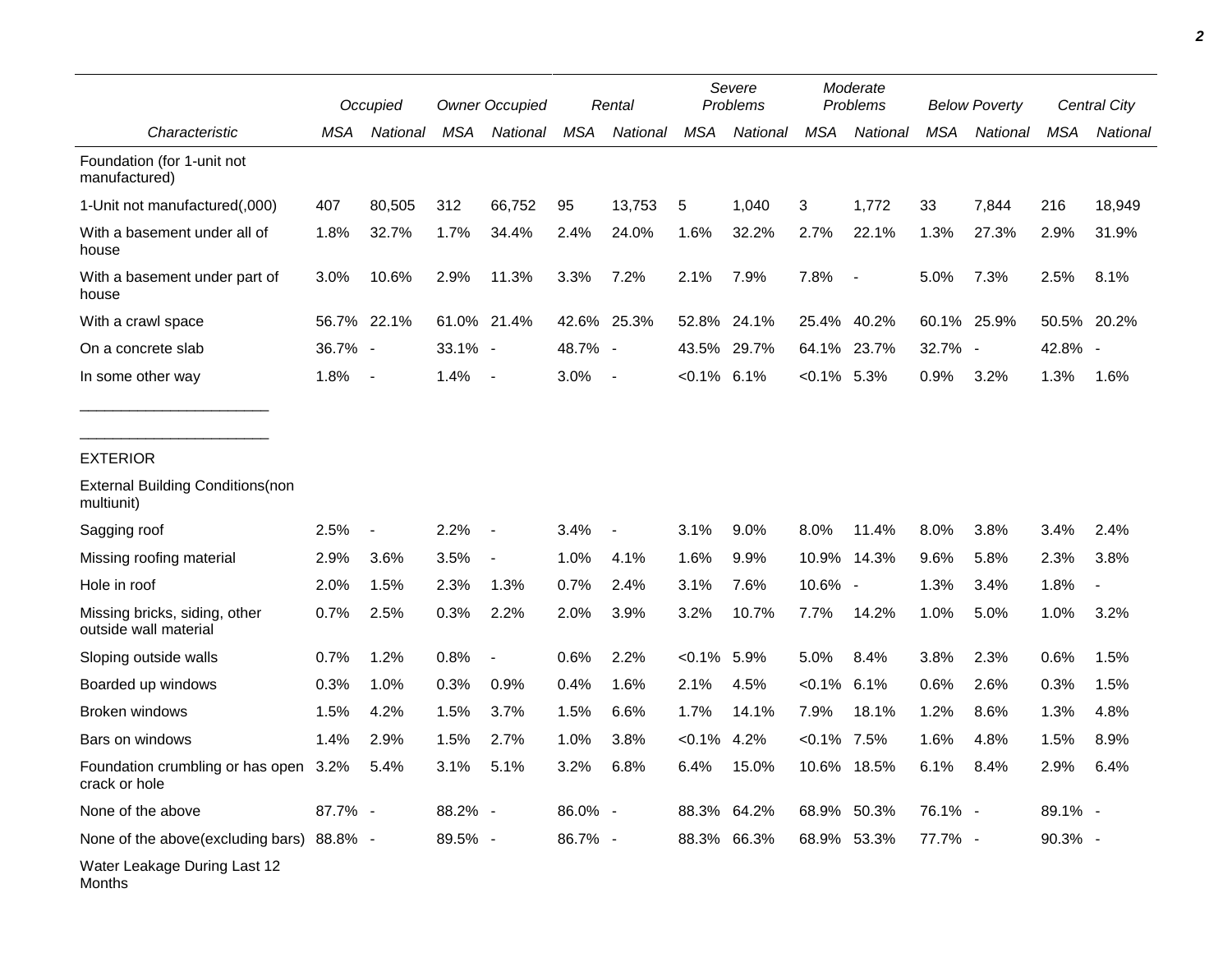| Characteristic | Occupied | | Owner Occupied | | Rental | | Severe Problems | | Moderate Problems | | Below Poverty | | Central City | |
|---|---|---|---|---|---|---|---|---|---|---|---|---|---|---|
| | MSA | National | MSA | National | MSA | National | MSA | National | MSA | National | MSA | National | MSA | National |
| Foundation (for 1-unit not manufactured) | | | | | | | | | | | | | | |
| 1-Unit not manufactured(,000) | 407 | 80,505 | 312 | 66,752 | 95 | 13,753 | 5 | 1,040 | 3 | 1,772 | 33 | 7,844 | 216 | 18,949 |
| With a basement under all of house | 1.8% | 32.7% | 1.7% | 34.4% | 2.4% | 24.0% | 1.6% | 32.2% | 2.7% | 22.1% | 1.3% | 27.3% | 2.9% | 31.9% |
| With a basement under part of house | 3.0% | 10.6% | 2.9% | 11.3% | 3.3% | 7.2% | 2.1% | 7.9% | 7.8% | - | 5.0% | 7.3% | 2.5% | 8.1% |
| With a crawl space | 56.7% | 22.1% | 61.0% | 21.4% | 42.6% | 25.3% | 52.8% | 24.1% | 25.4% | 40.2% | 60.1% | 25.9% | 50.5% | 20.2% |
| On a concrete slab | 36.7% | - | 33.1% | - | 48.7% | - | 43.5% | 29.7% | 64.1% | 23.7% | 32.7% | - | 42.8% | - |
| In some other way | 1.8% | - | 1.4% | - | 3.0% | - | <0.1% | 6.1% | <0.1% | 5.3% | 0.9% | 3.2% | 1.3% | 1.6% |

_______________________

_______________________

EXTERIOR

| Characteristic | MSA | National | MSA | National | MSA | National | MSA | National | MSA | National | MSA | National | MSA | National |
|---|---|---|---|---|---|---|---|---|---|---|---|---|---|---|
| External Building Conditions(non multiunit) | | | | | | | | | | | | | | |
| Sagging roof | 2.5% | - | 2.2% | - | 3.4% | - | 3.1% | 9.0% | 8.0% | 11.4% | 8.0% | 3.8% | 3.4% | 2.4% |
| Missing roofing material | 2.9% | 3.6% | 3.5% | - | 1.0% | 4.1% | 1.6% | 9.9% | 10.9% | 14.3% | 9.6% | 5.8% | 2.3% | 3.8% |
| Hole in roof | 2.0% | 1.5% | 2.3% | 1.3% | 0.7% | 2.4% | 3.1% | 7.6% | 10.6% | - | 1.3% | 3.4% | 1.8% | - |
| Missing bricks, siding, other outside wall material | 0.7% | 2.5% | 0.3% | 2.2% | 2.0% | 3.9% | 3.2% | 10.7% | 7.7% | 14.2% | 1.0% | 5.0% | 1.0% | 3.2% |
| Sloping outside walls | 0.7% | 1.2% | 0.8% | - | 0.6% | 2.2% | <0.1% | 5.9% | 5.0% | 8.4% | 3.8% | 2.3% | 0.6% | 1.5% |
| Boarded up windows | 0.3% | 1.0% | 0.3% | 0.9% | 0.4% | 1.6% | 2.1% | 4.5% | <0.1% | 6.1% | 0.6% | 2.6% | 0.3% | 1.5% |
| Broken windows | 1.5% | 4.2% | 1.5% | 3.7% | 1.5% | 6.6% | 1.7% | 14.1% | 7.9% | 18.1% | 1.2% | 8.6% | 1.3% | 4.8% |
| Bars on windows | 1.4% | 2.9% | 1.5% | 2.7% | 1.0% | 3.8% | <0.1% | 4.2% | <0.1% | 7.5% | 1.6% | 4.8% | 1.5% | 8.9% |
| Foundation crumbling or has open crack or hole | 3.2% | 5.4% | 3.1% | 5.1% | 3.2% | 6.8% | 6.4% | 15.0% | 10.6% | 18.5% | 6.1% | 8.4% | 2.9% | 6.4% |
| None of the above | 87.7% | - | 88.2% | - | 86.0% | - | 88.3% | 64.2% | 68.9% | 50.3% | 76.1% | - | 89.1% | - |
| None of the above(excluding bars) | 88.8% | - | 89.5% | - | 86.7% | - | 88.3% | 66.3% | 68.9% | 53.3% | 77.7% | - | 90.3% | - |
| Water Leakage During Last 12 Months | | | | | | | | | | | | | | |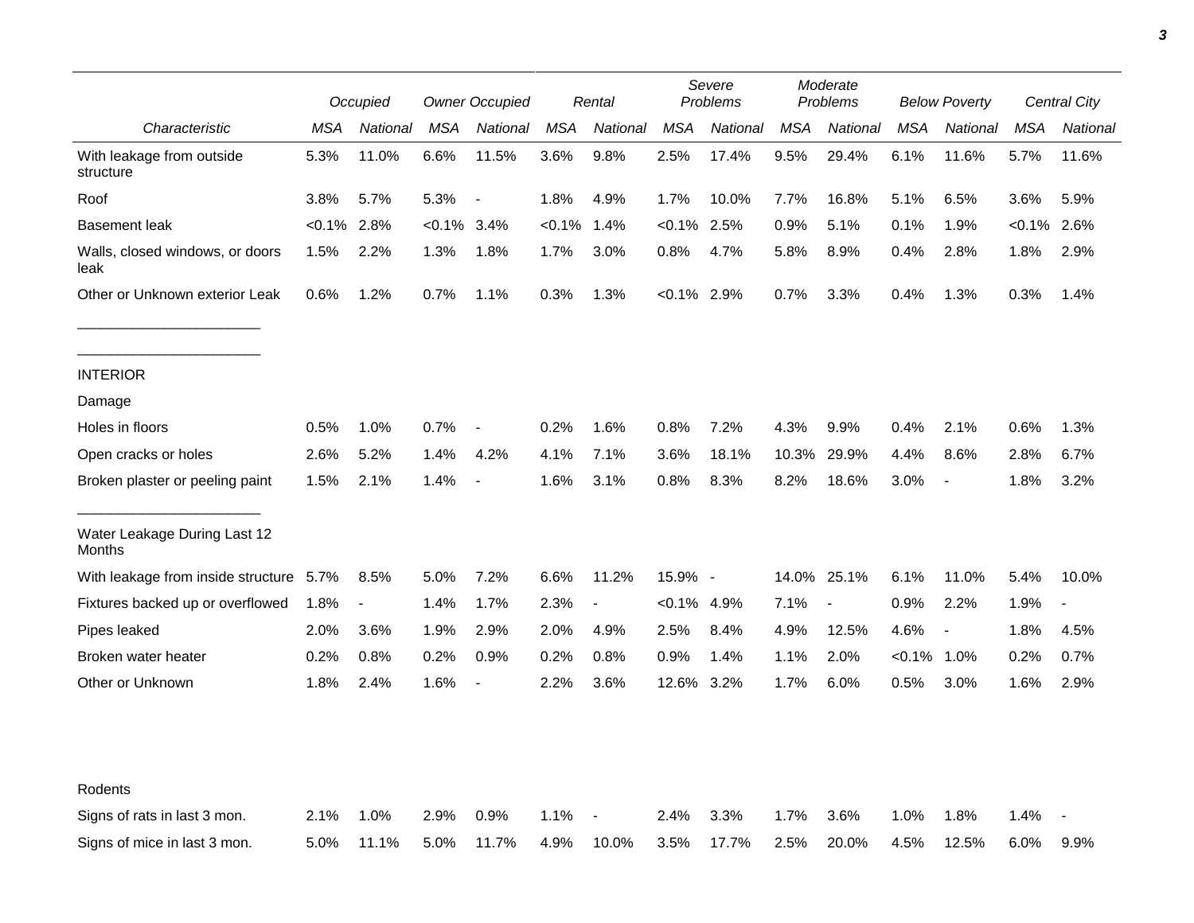| Characteristic | Occupied | | Owner Occupied | | Rental | | Severe Problems | | Moderate Problems | | Below Poverty | | Central City | |
|---|---|---|---|---|---|---|---|---|---|---|---|---|---|---|
| | *MSA* | *National* | *MSA* | *National* | *MSA* | *National* | *MSA* | *National* | *MSA* | *National* | *MSA* | *National* | *MSA* | *National* |
| With leakage from outside structure | 5.3% | 11.0% | 6.6% | 11.5% | 3.6% | 9.8% | 2.5% | 17.4% | 9.5% | 29.4% | 6.1% | 11.6% | 5.7% | 11.6% |
| Roof | 3.8% | 5.7% | 5.3% | - | 1.8% | 4.9% | 1.7% | 10.0% | 7.7% | 16.8% | 5.1% | 6.5% | 3.6% | 5.9% |
| Basement leak | <0.1% | 2.8% | <0.1% | 3.4% | <0.1% | 1.4% | <0.1% | 2.5% | 0.9% | 5.1% | 0.1% | 1.9% | <0.1% | 2.6% |
| Walls, closed windows, or doors leak | 1.5% | 2.2% | 1.3% | 1.8% | 1.7% | 3.0% | 0.8% | 4.7% | 5.8% | 8.9% | 0.4% | 2.8% | 1.8% | 2.9% |
| Other or Unknown exterior Leak | 0.6% | 1.2% | 0.7% | 1.1% | 0.3% | 1.3% | <0.1% | 2.9% | 0.7% | 3.3% | 0.4% | 1.3% | 0.3% | 1.4% |
| INTERIOR | | | | | | | | | | | | | | |
| Damage | | | | | | | | | | | | | | |
| Holes in floors | 0.5% | 1.0% | 0.7% | - | 0.2% | 1.6% | 0.8% | 7.2% | 4.3% | 9.9% | 0.4% | 2.1% | 0.6% | 1.3% |
| Open cracks or holes | 2.6% | 5.2% | 1.4% | 4.2% | 4.1% | 7.1% | 3.6% | 18.1% | 10.3% | 29.9% | 4.4% | 8.6% | 2.8% | 6.7% |
| Broken plaster or peeling paint | 1.5% | 2.1% | 1.4% | - | 1.6% | 3.1% | 0.8% | 8.3% | 8.2% | 18.6% | 3.0% | - | 1.8% | 3.2% |
| Water Leakage During Last 12 Months | | | | | | | | | | | | | | |
| With leakage from inside structure | 5.7% | 8.5% | 5.0% | 7.2% | 6.6% | 11.2% | 15.9% | - | 14.0% | 25.1% | 6.1% | 11.0% | 5.4% | 10.0% |
| Fixtures backed up or overflowed | 1.8% | - | 1.4% | 1.7% | 2.3% | - | <0.1% | 4.9% | 7.1% | - | 0.9% | 2.2% | 1.9% | - |
| Pipes leaked | 2.0% | 3.6% | 1.9% | 2.9% | 2.0% | 4.9% | 2.5% | 8.4% | 4.9% | 12.5% | 4.6% | - | 1.8% | 4.5% |
| Broken water heater | 0.2% | 0.8% | 0.2% | 0.9% | 0.2% | 0.8% | 0.9% | 1.4% | 1.1% | 2.0% | <0.1% | 1.0% | 0.2% | 0.7% |
| Other or Unknown | 1.8% | 2.4% | 1.6% | - | 2.2% | 3.6% | 12.6% | 3.2% | 1.7% | 6.0% | 0.5% | 3.0% | 1.6% | 2.9% |
| Rodents | | | | | | | | | | | | | | |
| Signs of rats in last 3 mon. | 2.1% | 1.0% | 2.9% | 0.9% | 1.1% | - | 2.4% | 3.3% | 1.7% | 3.6% | 1.0% | 1.8% | 1.4% | - |
| Signs of mice in last 3 mon. | 5.0% | 11.1% | 5.0% | 11.7% | 4.9% | 10.0% | 3.5% | 17.7% | 2.5% | 20.0% | 4.5% | 12.5% | 6.0% | 9.9% |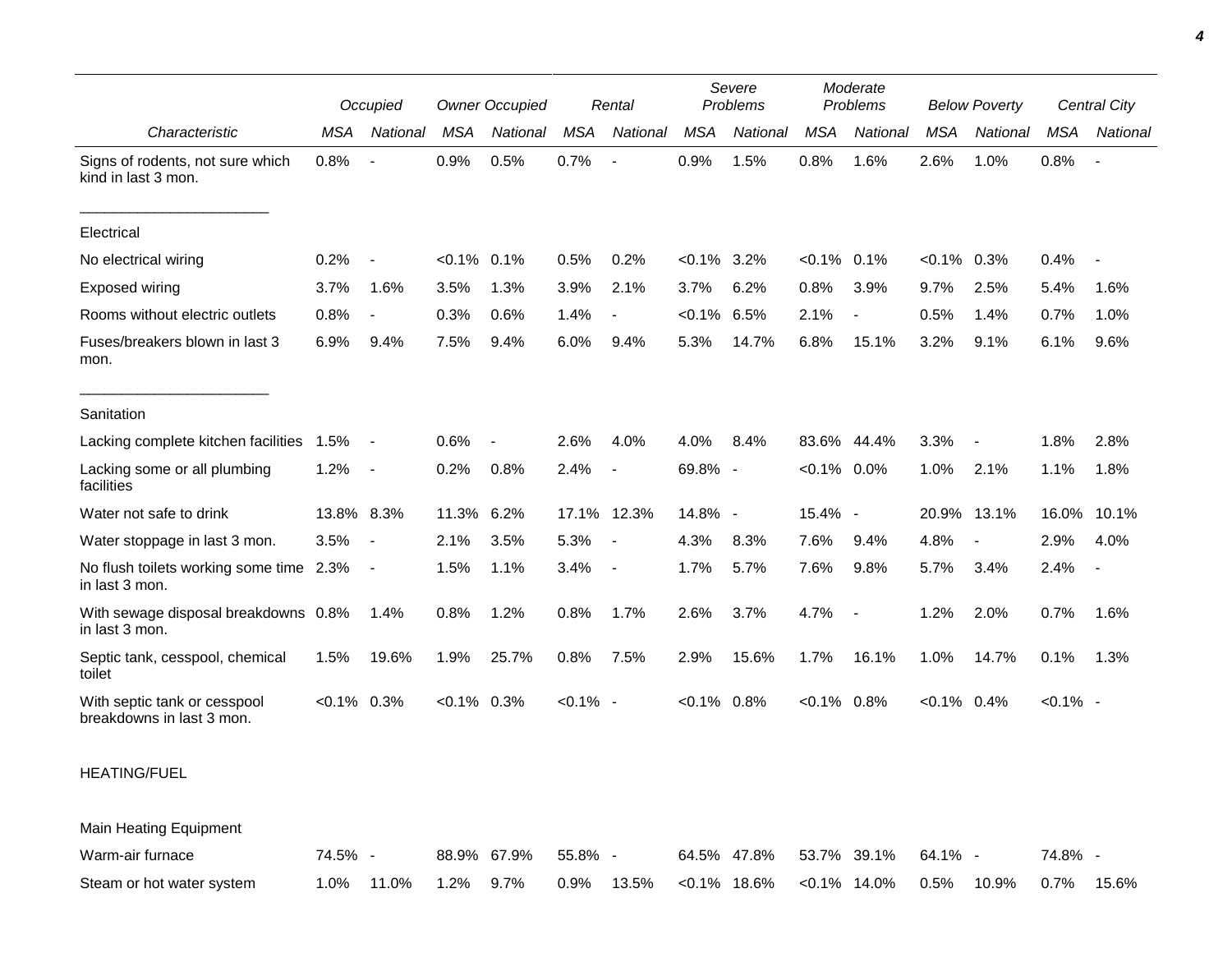| Characteristic | Occupied | | Owner Occupied | | Rental | | Severe Problems | | Moderate Problems | | Below Poverty | | Central City | |
|---|---|---|---|---|---|---|---|---|---|---|---|---|---|---|
| | MSA | National | MSA | National | MSA | National | MSA | National | MSA | National | MSA | National | MSA | National |
| Signs of rodents, not sure which kind in last 3 mon. | 0.8% | - | 0.9% | 0.5% | 0.7% | - | 0.9% | 1.5% | 0.8% | 1.6% | 2.6% | 1.0% | 0.8% | - |
| Electrical | | | | | | | | | | | | | | |
| No electrical wiring | 0.2% | - | <0.1% | 0.1% | 0.5% | 0.2% | <0.1% | 3.2% | <0.1% | 0.1% | <0.1% | 0.3% | 0.4% | - |
| Exposed wiring | 3.7% | 1.6% | 3.5% | 1.3% | 3.9% | 2.1% | 3.7% | 6.2% | 0.8% | 3.9% | 9.7% | 2.5% | 5.4% | 1.6% |
| Rooms without electric outlets | 0.8% | - | 0.3% | 0.6% | 1.4% | - | <0.1% | 6.5% | 2.1% | - | 0.5% | 1.4% | 0.7% | 1.0% |
| Fuses/breakers blown in last 3 mon. | 6.9% | 9.4% | 7.5% | 9.4% | 6.0% | 9.4% | 5.3% | 14.7% | 6.8% | 15.1% | 3.2% | 9.1% | 6.1% | 9.6% |
| Sanitation | | | | | | | | | | | | | | |
| Lacking complete kitchen facilities | 1.5% | - | 0.6% | - | 2.6% | 4.0% | 4.0% | 8.4% | 83.6% | 44.4% | 3.3% | - | 1.8% | 2.8% |
| Lacking some or all plumbing facilities | 1.2% | - | 0.2% | 0.8% | 2.4% | - | 69.8% | - | <0.1% | 0.0% | 1.0% | 2.1% | 1.1% | 1.8% |
| Water not safe to drink | 13.8% | 8.3% | 11.3% | 6.2% | 17.1% | 12.3% | 14.8% | - | 15.4% | - | 20.9% | 13.1% | 16.0% | 10.1% |
| Water stoppage in last 3 mon. | 3.5% | - | 2.1% | 3.5% | 5.3% | - | 4.3% | 8.3% | 7.6% | 9.4% | 4.8% | - | 2.9% | 4.0% |
| No flush toilets working some time in last 3 mon. | 2.3% | - | 1.5% | 1.1% | 3.4% | - | 1.7% | 5.7% | 7.6% | 9.8% | 5.7% | 3.4% | 2.4% | - |
| With sewage disposal breakdowns in last 3 mon. | 0.8% | 1.4% | 0.8% | 1.2% | 0.8% | 1.7% | 2.6% | 3.7% | 4.7% | - | 1.2% | 2.0% | 0.7% | 1.6% |
| Septic tank, cesspool, chemical toilet | 1.5% | 19.6% | 1.9% | 25.7% | 0.8% | 7.5% | 2.9% | 15.6% | 1.7% | 16.1% | 1.0% | 14.7% | 0.1% | 1.3% |
| With septic tank or cesspool breakdowns in last 3 mon. | <0.1% | 0.3% | <0.1% | 0.3% | <0.1% | - | <0.1% | 0.8% | <0.1% | 0.8% | <0.1% | 0.4% | <0.1% | - |
| HEATING/FUEL | | | | | | | | | | | | | | |
| Main Heating Equipment | | | | | | | | | | | | | | |
| Warm-air furnace | 74.5% | - | 88.9% | 67.9% | 55.8% | - | 64.5% | 47.8% | 53.7% | 39.1% | 64.1% | - | 74.8% | - |
| Steam or hot water system | 1.0% | 11.0% | 1.2% | 9.7% | 0.9% | 13.5% | <0.1% | 18.6% | <0.1% | 14.0% | 0.5% | 10.9% | 0.7% | 15.6% |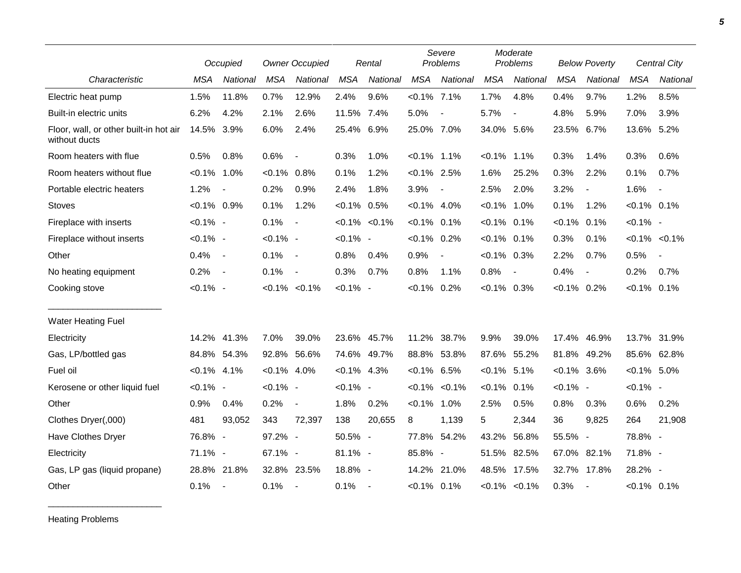| Characteristic | Occupied | | Owner Occupied | | Rental | | Severe Problems | | Moderate Problems | | Below Poverty | | Central City | |
|---|---|---|---|---|---|---|---|---|---|---|---|---|---|---|
| | MSA | National | MSA | National | MSA | National | MSA | National | MSA | National | MSA | National | MSA | National |
| Electric heat pump | 1.5% | 11.8% | 0.7% | 12.9% | 2.4% | 9.6% | <0.1% | 7.1% | 1.7% | 4.8% | 0.4% | 9.7% | 1.2% | 8.5% |
| Built-in electric units | 6.2% | 4.2% | 2.1% | 2.6% | 11.5% | 7.4% | 5.0% | - | 5.7% | - | 4.8% | 5.9% | 7.0% | 3.9% |
| Floor, wall, or other built-in hot air without ducts | 14.5% | 3.9% | 6.0% | 2.4% | 25.4% | 6.9% | 25.0% | 7.0% | 34.0% | 5.6% | 23.5% | 6.7% | 13.6% | 5.2% |
| Room heaters with flue | 0.5% | 0.8% | 0.6% | - | 0.3% | 1.0% | <0.1% | 1.1% | <0.1% | 1.1% | 0.3% | 1.4% | 0.3% | 0.6% |
| Room heaters without flue | <0.1% | 1.0% | <0.1% | 0.8% | 0.1% | 1.2% | <0.1% | 2.5% | 1.6% | 25.2% | 0.3% | 2.2% | 0.1% | 0.7% |
| Portable electric heaters | 1.2% | - | 0.2% | 0.9% | 2.4% | 1.8% | 3.9% | - | 2.5% | 2.0% | 3.2% | - | 1.6% | - |
| Stoves | <0.1% | 0.9% | 0.1% | 1.2% | <0.1% | 0.5% | <0.1% | 4.0% | <0.1% | 1.0% | 0.1% | 1.2% | <0.1% | 0.1% |
| Fireplace with inserts | <0.1% | - | 0.1% | - | <0.1% | <0.1% | <0.1% | 0.1% | <0.1% | 0.1% | <0.1% | 0.1% | <0.1% | - |
| Fireplace without inserts | <0.1% | - | <0.1% | - | <0.1% | - | <0.1% | 0.2% | <0.1% | 0.1% | 0.3% | 0.1% | <0.1% | <0.1% |
| Other | 0.4% | - | 0.1% | - | 0.8% | 0.4% | 0.9% | - | <0.1% | 0.3% | 2.2% | 0.7% | 0.5% | - |
| No heating equipment | 0.2% | - | 0.1% | - | 0.3% | 0.7% | 0.8% | 1.1% | 0.8% | - | 0.4% | - | 0.2% | 0.7% |
| Cooking stove | <0.1% | - | <0.1% | <0.1% | <0.1% | - | <0.1% | 0.2% | <0.1% | 0.3% | <0.1% | 0.2% | <0.1% | 0.1% |
| Water Heating Fuel | | | | | | | | | | | | | | |
| Electricity | 14.2% | 41.3% | 7.0% | 39.0% | 23.6% | 45.7% | 11.2% | 38.7% | 9.9% | 39.0% | 17.4% | 46.9% | 13.7% | 31.9% |
| Gas, LP/bottled gas | 84.8% | 54.3% | 92.8% | 56.6% | 74.6% | 49.7% | 88.8% | 53.8% | 87.6% | 55.2% | 81.8% | 49.2% | 85.6% | 62.8% |
| Fuel oil | <0.1% | 4.1% | <0.1% | 4.0% | <0.1% | 4.3% | <0.1% | 6.5% | <0.1% | 5.1% | <0.1% | 3.6% | <0.1% | 5.0% |
| Kerosene or other liquid fuel | <0.1% | - | <0.1% | - | <0.1% | - | <0.1% | <0.1% | <0.1% | 0.1% | <0.1% | - | <0.1% | - |
| Other | 0.9% | 0.4% | 0.2% | - | 1.8% | 0.2% | <0.1% | 1.0% | 2.5% | 0.5% | 0.8% | 0.3% | 0.6% | 0.2% |
| Clothes Dryer(,000) | 481 | 93,052 | 343 | 72,397 | 138 | 20,655 | 8 | 1,139 | 5 | 2,344 | 36 | 9,825 | 264 | 21,908 |
| Have Clothes Dryer | 76.8% | - | 97.2% | - | 50.5% | - | 77.8% | 54.2% | 43.2% | 56.8% | 55.5% | - | 78.8% | - |
| Electricity | 71.1% | - | 67.1% | - | 81.1% | - | 85.8% | - | 51.5% | 82.5% | 67.0% | 82.1% | 71.8% | - |
| Gas, LP gas (liquid propane) | 28.8% | 21.8% | 32.8% | 23.5% | 18.8% | - | 14.2% | 21.0% | 48.5% | 17.5% | 32.7% | 17.8% | 28.2% | - |
| Other | 0.1% | - | 0.1% | - | 0.1% | - | <0.1% | 0.1% | <0.1% | <0.1% | 0.3% | - | <0.1% | 0.1% |

Heating Problems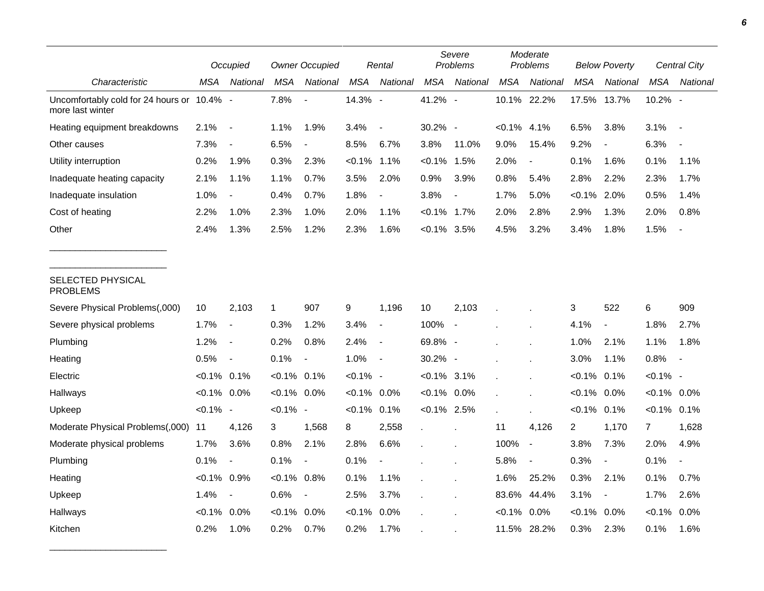| Characteristic | Occupied | | Owner Occupied | | Rental | | Severe Problems | | Moderate Problems | | Below Poverty | | Central City | |
|---|---|---|---|---|---|---|---|---|---|---|---|---|---|---|
| | MSA | National | MSA | National | MSA | National | MSA | National | MSA | National | MSA | National | MSA | National |
| Uncomfortably cold for 24 hours or more last winter | 10.4% | - | 7.8% | - | 14.3% | - | 41.2% | - | 10.1% | 22.2% | 17.5% | 13.7% | 10.2% | - |
| Heating equipment breakdowns | 2.1% | - | 1.1% | 1.9% | 3.4% | - | 30.2% | - | <0.1% | 4.1% | 6.5% | 3.8% | 3.1% | - |
| Other causes | 7.3% | - | 6.5% | - | 8.5% | 6.7% | 3.8% | 11.0% | 9.0% | 15.4% | 9.2% | - | 6.3% | - |
| Utility interruption | 0.2% | 1.9% | 0.3% | 2.3% | <0.1% | 1.1% | <0.1% | 1.5% | 2.0% | - | 0.1% | 1.6% | 0.1% | 1.1% |
| Inadequate heating capacity | 2.1% | 1.1% | 1.1% | 0.7% | 3.5% | 2.0% | 0.9% | 3.9% | 0.8% | 5.4% | 2.8% | 2.2% | 2.3% | 1.7% |
| Inadequate insulation | 1.0% | - | 0.4% | 0.7% | 1.8% | - | 3.8% | - | 1.7% | 5.0% | <0.1% | 2.0% | 0.5% | 1.4% |
| Cost of heating | 2.2% | 1.0% | 2.3% | 1.0% | 2.0% | 1.1% | <0.1% | 1.7% | 2.0% | 2.8% | 2.9% | 1.3% | 2.0% | 0.8% |
| Other | 2.4% | 1.3% | 2.5% | 1.2% | 2.3% | 1.6% | <0.1% | 3.5% | 4.5% | 3.2% | 3.4% | 1.8% | 1.5% | - |
| SELECTED PHYSICAL PROBLEMS | | | | | | | | | | | | | | |
| Severe Physical Problems(,000) | 10 | 2,103 | 1 | 907 | 9 | 1,196 | 10 | 2,103 | . | . | 3 | 522 | 6 | 909 |
| Severe physical problems | 1.7% | - | 0.3% | 1.2% | 3.4% | - | 100% | - | . | . | 4.1% | - | 1.8% | 2.7% |
| Plumbing | 1.2% | - | 0.2% | 0.8% | 2.4% | - | 69.8% | - | . | . | 1.0% | 2.1% | 1.1% | 1.8% |
| Heating | 0.5% | - | 0.1% | - | 1.0% | - | 30.2% | - | . | . | 3.0% | 1.1% | 0.8% | - |
| Electric | <0.1% | 0.1% | <0.1% | 0.1% | <0.1% | - | <0.1% | 3.1% | . | . | <0.1% | 0.1% | <0.1% | - |
| Hallways | <0.1% | 0.0% | <0.1% | 0.0% | <0.1% | 0.0% | <0.1% | 0.0% | . | . | <0.1% | 0.0% | <0.1% | 0.0% |
| Upkeep | <0.1% | - | <0.1% | - | <0.1% | 0.1% | <0.1% | 2.5% | . | . | <0.1% | 0.1% | <0.1% | 0.1% |
| Moderate Physical Problems(,000) | 11 | 4,126 | 3 | 1,568 | 8 | 2,558 | . | . | 11 | 4,126 | 2 | 1,170 | 7 | 1,628 |
| Moderate physical problems | 1.7% | 3.6% | 0.8% | 2.1% | 2.8% | 6.6% | . | . | 100% | - | 3.8% | 7.3% | 2.0% | 4.9% |
| Plumbing | 0.1% | - | 0.1% | - | 0.1% | - | . | . | 5.8% | - | 0.3% | - | 0.1% | - |
| Heating | <0.1% | 0.9% | <0.1% | 0.8% | 0.1% | 1.1% | . | . | 1.6% | 25.2% | 0.3% | 2.1% | 0.1% | 0.7% |
| Upkeep | 1.4% | - | 0.6% | - | 2.5% | 3.7% | . | . | 83.6% | 44.4% | 3.1% | - | 1.7% | 2.6% |
| Hallways | <0.1% | 0.0% | <0.1% | 0.0% | <0.1% | 0.0% | . | . | <0.1% | 0.0% | <0.1% | 0.0% | <0.1% | 0.0% |
| Kitchen | 0.2% | 1.0% | 0.2% | 0.7% | 0.2% | 1.7% | . | . | 11.5% | 28.2% | 0.3% | 2.3% | 0.1% | 1.6% |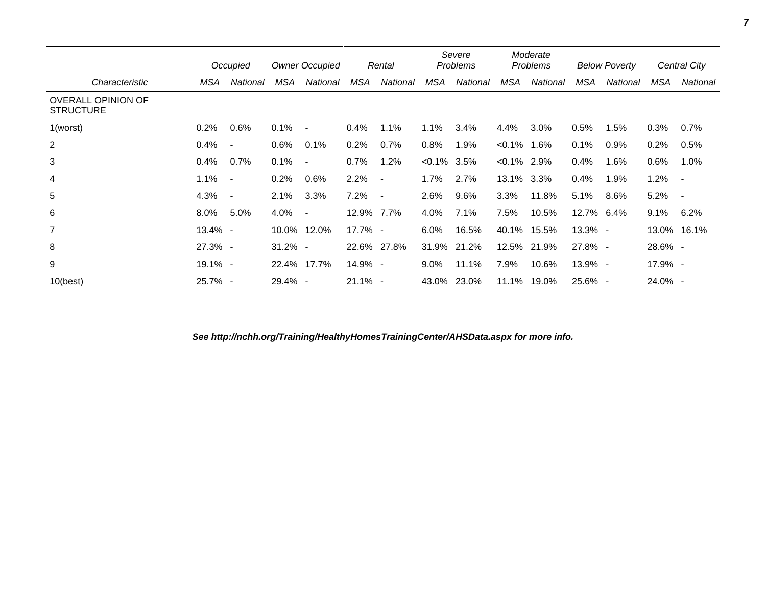| Characteristic | Occupied | | Owner Occupied | | Rental | | Severe Problems | | Moderate Problems | | Below Poverty | | Central City | |
|---|---|---|---|---|---|---|---|---|---|---|---|---|---|---|
| | MSA | National | MSA | National | MSA | National | MSA | National | MSA | National | MSA | National | MSA | National |
| OVERALL OPINION OF STRUCTURE | | | | | | | | | | | | | | |
| 1(worst) | 0.2% | 0.6% | 0.1% | - | 0.4% | 1.1% | 1.1% | 3.4% | 4.4% | 3.0% | 0.5% | 1.5% | 0.3% | 0.7% |
| 2 | 0.4% | - | 0.6% | 0.1% | 0.2% | 0.7% | 0.8% | 1.9% | <0.1% | 1.6% | 0.1% | 0.9% | 0.2% | 0.5% |
| 3 | 0.4% | 0.7% | 0.1% | - | 0.7% | 1.2% | <0.1% | 3.5% | <0.1% | 2.9% | 0.4% | 1.6% | 0.6% | 1.0% |
| 4 | 1.1% | - | 0.2% | 0.6% | 2.2% | - | 1.7% | 2.7% | 13.1% | 3.3% | 0.4% | 1.9% | 1.2% | - |
| 5 | 4.3% | - | 2.1% | 3.3% | 7.2% | - | 2.6% | 9.6% | 3.3% | 11.8% | 5.1% | 8.6% | 5.2% | - |
| 6 | 8.0% | 5.0% | 4.0% | - | 12.9% | 7.7% | 4.0% | 7.1% | 7.5% | 10.5% | 12.7% | 6.4% | 9.1% | 6.2% |
| 7 | 13.4% | - | 10.0% | 12.0% | 17.7% | - | 6.0% | 16.5% | 40.1% | 15.5% | 13.3% | - | 13.0% | 16.1% |
| 8 | 27.3% | - | 31.2% | - | 22.6% | 27.8% | 31.9% | 21.2% | 12.5% | 21.9% | 27.8% | - | 28.6% | - |
| 9 | 19.1% | - | 22.4% | 17.7% | 14.9% | - | 9.0% | 11.1% | 7.9% | 10.6% | 13.9% | - | 17.9% | - |
| 10(best) | 25.7% | - | 29.4% | - | 21.1% | - | 43.0% | 23.0% | 11.1% | 19.0% | 25.6% | - | 24.0% | - |

***See http://nchh.org/Training/HealthyHomesTrainingCenter/AHSData.aspx for more info.***